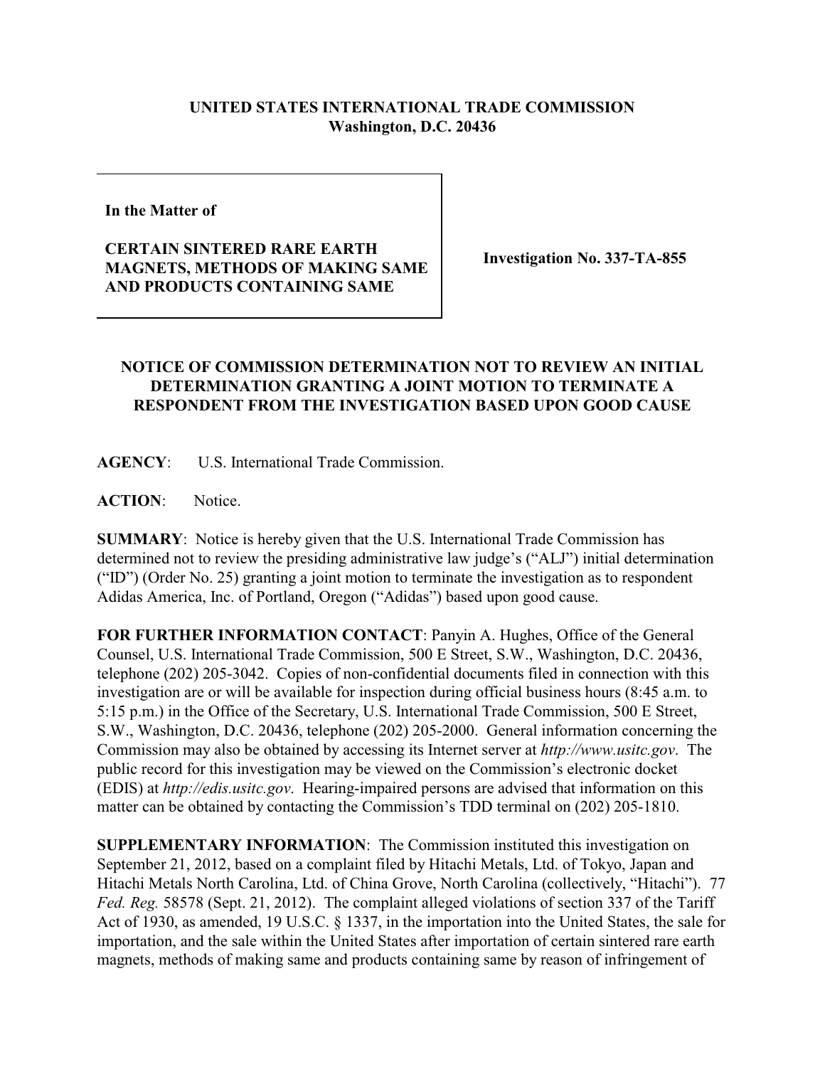**UNITED STATES INTERNATIONAL TRADE COMMISSION**
**Washington, D.C. 20436**

**In the Matter of**

**CERTAIN SINTERED RARE EARTH MAGNETS, METHODS OF MAKING SAME AND PRODUCTS CONTAINING SAME**

**Investigation No. 337-TA-855**

**NOTICE OF COMMISSION DETERMINATION NOT TO REVIEW AN INITIAL DETERMINATION GRANTING A JOINT MOTION TO TERMINATE A RESPONDENT FROM THE INVESTIGATION BASED UPON GOOD CAUSE**

**AGENCY**: U.S. International Trade Commission.

**ACTION**: Notice.

**SUMMARY**: Notice is hereby given that the U.S. International Trade Commission has determined not to review the presiding administrative law judge's ("ALJ") initial determination ("ID") (Order No. 25) granting a joint motion to terminate the investigation as to respondent Adidas America, Inc. of Portland, Oregon ("Adidas") based upon good cause.

**FOR FURTHER INFORMATION CONTACT**: Panyin A. Hughes, Office of the General Counsel, U.S. International Trade Commission, 500 E Street, S.W., Washington, D.C. 20436, telephone (202) 205-3042. Copies of non-confidential documents filed in connection with this investigation are or will be available for inspection during official business hours (8:45 a.m. to 5:15 p.m.) in the Office of the Secretary, U.S. International Trade Commission, 500 E Street, S.W., Washington, D.C. 20436, telephone (202) 205-2000. General information concerning the Commission may also be obtained by accessing its Internet server at *http://www.usitc.gov*. The public record for this investigation may be viewed on the Commission's electronic docket (EDIS) at *http://edis.usitc.gov*. Hearing-impaired persons are advised that information on this matter can be obtained by contacting the Commission's TDD terminal on (202) 205-1810.

**SUPPLEMENTARY INFORMATION**: The Commission instituted this investigation on September 21, 2012, based on a complaint filed by Hitachi Metals, Ltd. of Tokyo, Japan and Hitachi Metals North Carolina, Ltd. of China Grove, North Carolina (collectively, "Hitachi"). 77 *Fed. Reg.* 58578 (Sept. 21, 2012). The complaint alleged violations of section 337 of the Tariff Act of 1930, as amended, 19 U.S.C. § 1337, in the importation into the United States, the sale for importation, and the sale within the United States after importation of certain sintered rare earth magnets, methods of making same and products containing same by reason of infringement of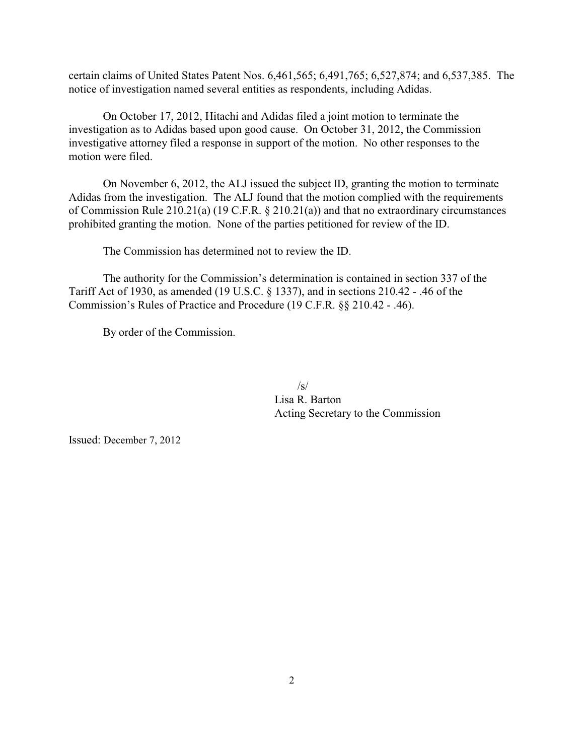certain claims of United States Patent Nos. 6,461,565; 6,491,765; 6,527,874; and 6,537,385. The notice of investigation named several entities as respondents, including Adidas.

On October 17, 2012, Hitachi and Adidas filed a joint motion to terminate the investigation as to Adidas based upon good cause. On October 31, 2012, the Commission investigative attorney filed a response in support of the motion. No other responses to the motion were filed.

On November 6, 2012, the ALJ issued the subject ID, granting the motion to terminate Adidas from the investigation. The ALJ found that the motion complied with the requirements of Commission Rule 210.21(a) (19 C.F.R. § 210.21(a)) and that no extraordinary circumstances prohibited granting the motion. None of the parties petitioned for review of the ID.

The Commission has determined not to review the ID.

The authority for the Commission's determination is contained in section 337 of the Tariff Act of 1930, as amended (19 U.S.C. § 1337), and in sections 210.42 - .46 of the Commission's Rules of Practice and Procedure (19 C.F.R. §§ 210.42 - .46).

By order of the Commission.

/s/
Lisa R. Barton
Acting Secretary to the Commission

Issued: December 7, 2012